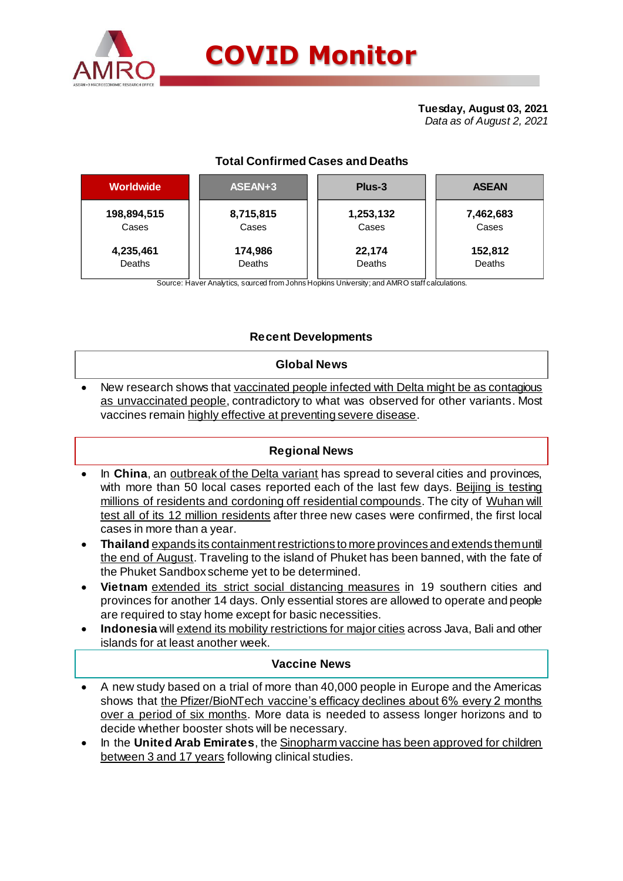# COVID Monitor

**Tuesday, August 03, 2021**
*Data as of August 2, 2021*

### Total Confirmed Cases and Deaths

| Worldwide | ASEAN+3 | Plus-3 | ASEAN |
|---|---|---|---|
| **198,894,515** Cases | **8,715,815** Cases | **1,253,132** Cases | **7,462,683** Cases |
| **4,235,461** Deaths | **174,986** Deaths | **22,174** Deaths | **152,812** Deaths |

Source: Haver Analytics, sourced from Johns Hopkins University; and AMRO staff calculations.

## Recent Developments

### Global News

- New research shows that vaccinated people infected with Delta might be as contagious as unvaccinated people, contradictory to what was observed for other variants. Most vaccines remain highly effective at preventing severe disease.

### Regional News

- In **China**, an outbreak of the Delta variant has spread to several cities and provinces, with more than 50 local cases reported each of the last few days. Beijing is testing millions of residents and cordoning off residential compounds. The city of Wuhan will test all of its 12 million residents after three new cases were confirmed, the first local cases in more than a year.
- **Thailand** expands its containment restrictions to more provinces and extends them until the end of August. Traveling to the island of Phuket has been banned, with the fate of the Phuket Sandbox scheme yet to be determined.
- **Vietnam** extended its strict social distancing measures in 19 southern cities and provinces for another 14 days. Only essential stores are allowed to operate and people are required to stay home except for basic necessities.
- **Indonesia** will extend its mobility restrictions for major cities across Java, Bali and other islands for at least another week.

### Vaccine News

- A new study based on a trial of more than 40,000 people in Europe and the Americas shows that the Pfizer/BioNTech vaccine's efficacy declines about 6% every 2 months over a period of six months. More data is needed to assess longer horizons and to decide whether booster shots will be necessary.
- In the **United Arab Emirates**, the Sinopharm vaccine has been approved for children between 3 and 17 years following clinical studies.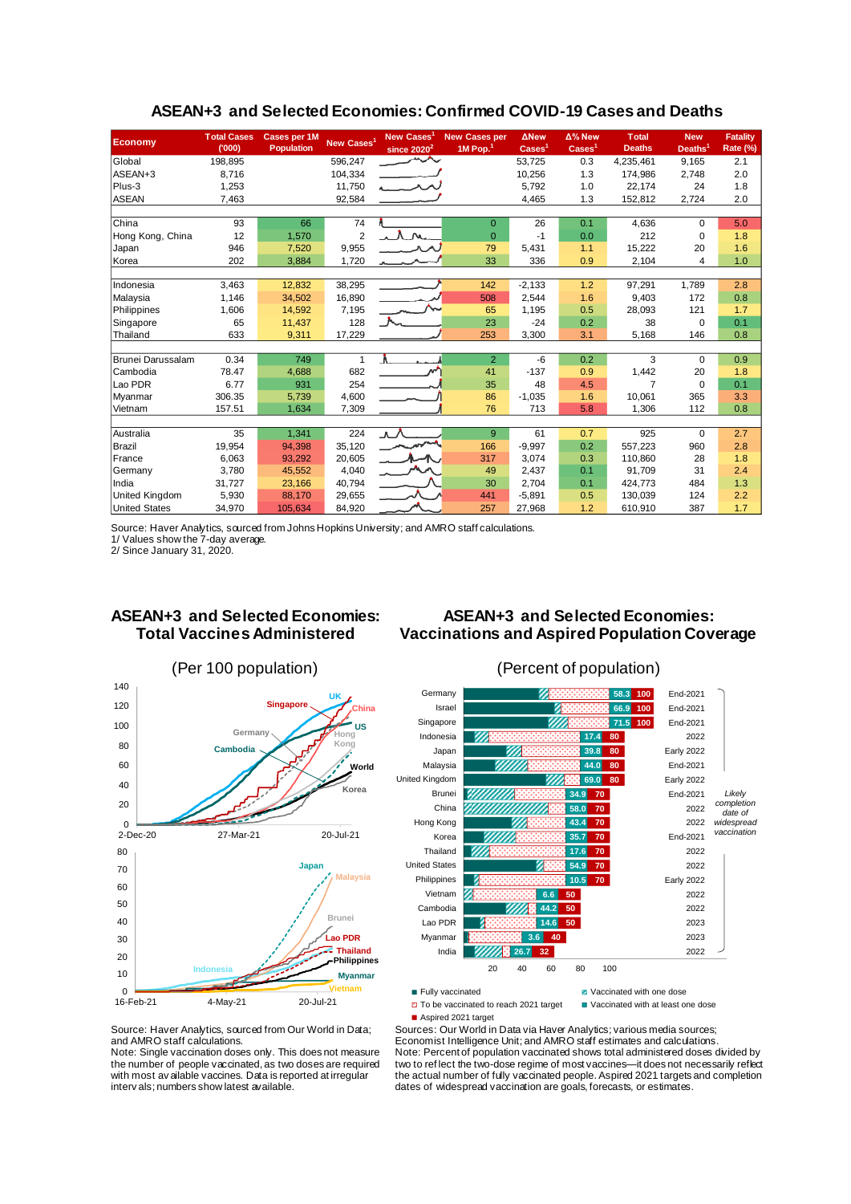## ASEAN+3 and Selected Economies: Confirmed COVID-19 Cases and Deaths

| Economy | Total Cases ('000) | Cases per 1M Population | New Cases[1] | New Cases[1] since 2020[2] | New Cases per 1M Pop.[1] | ΔNew Cases[1] | Δ% New Cases[1] | Total Deaths | New Deaths[1] | Fatality Rate (%) |
|---|---|---|---|---|---|---|---|---|---|---|
| Global | 198,895 | | 596,247 | | | 53,725 | 0.3 | 4,235,461 | 9,165 | 2.1 |
| ASEAN+3 | 8,716 | | 104,334 | | | 10,256 | 1.3 | 174,986 | 2,748 | 2.0 |
| Plus-3 | 1,253 | | 11,750 | | | 5,792 | 1.0 | 22,174 | 24 | 1.8 |
| ASEAN | 7,463 | | 92,584 | | | 4,465 | 1.3 | 152,812 | 2,724 | 2.0 |
| | | | | | | | | | | |
| China | 93 | 66 | 74 | | 0 | 26 | 0.1 | 4,636 | 0 | 5.0 |
| Hong Kong, China | 12 | 1,570 | 2 | | 0 | -1 | 0.0 | 212 | 0 | 1.8 |
| Japan | 946 | 7,520 | 9,955 | | 79 | 5,431 | 1.1 | 15,222 | 20 | 1.6 |
| Korea | 202 | 3,884 | 1,720 | | 33 | 336 | 0.9 | 2,104 | 4 | 1.0 |
| | | | | | | | | | | |
| Indonesia | 3,463 | 12,832 | 38,295 | | 142 | -2,133 | 1.2 | 97,291 | 1,789 | 2.8 |
| Malaysia | 1,146 | 34,502 | 16,890 | | 508 | 2,544 | 1.6 | 9,403 | 172 | 0.8 |
| Philippines | 1,606 | 14,592 | 7,195 | | 65 | 1,195 | 0.5 | 28,093 | 121 | 1.7 |
| Singapore | 65 | 11,437 | 128 | | 23 | -24 | 0.2 | 38 | 0 | 0.1 |
| Thailand | 633 | 9,311 | 17,229 | | 253 | 3,300 | 3.1 | 5,168 | 146 | 0.8 |
| | | | | | | | | | | |
| Brunei Darussalam | 0.34 | 749 | 1 | | 2 | -6 | 0.2 | 3 | 0 | 0.9 |
| Cambodia | 78.47 | 4,688 | 682 | | 41 | -137 | 0.9 | 1,442 | 20 | 1.8 |
| Lao PDR | 6.77 | 931 | 254 | | 35 | 48 | 4.5 | 7 | 0 | 0.1 |
| Myanmar | 306.35 | 5,739 | 4,600 | | 86 | -1,035 | 1.6 | 10,061 | 365 | 3.3 |
| Vietnam | 157.51 | 1,634 | 7,309 | | 76 | 713 | 5.8 | 1,306 | 112 | 0.8 |
| | | | | | | | | | | |
| Australia | 35 | 1,341 | 224 | | 9 | 61 | 0.7 | 925 | 0 | 2.7 |
| Brazil | 19,954 | 94,398 | 35,120 | | 166 | -9,997 | 0.2 | 557,223 | 960 | 2.8 |
| France | 6,063 | 93,292 | 20,605 | | 317 | 3,074 | 0.3 | 110,860 | 28 | 1.8 |
| Germany | 3,780 | 45,552 | 4,040 | | 49 | 2,437 | 0.1 | 91,709 | 31 | 2.4 |
| India | 31,727 | 23,166 | 40,794 | | 30 | 2,704 | 0.1 | 424,773 | 484 | 1.3 |
| United Kingdom | 5,930 | 88,170 | 29,655 | | 441 | -5,891 | 0.5 | 130,039 | 124 | 2.2 |
| United States | 34,970 | 105,634 | 84,920 | | 257 | 27,968 | 1.2 | 610,910 | 387 | 1.7 |

Source: Haver Analytics, sourced from Johns Hopkins University; and AMRO staff calculations.
1/ Values show the 7-day average.
2/ Since January 31, 2020.

## ASEAN+3 and Selected Economies: Total Vaccines Administered

(Per 100 population)

140
120
100
80
60
40
20
0
2-Dec-20
27-Mar-21
20-Jul-21
UK
China
Singapore
US
Germany
Hong Kong
Cambodia
World
Korea

80
70
60
50
40
30
20
10
0
16-Feb-21
4-May-21
20-Jul-21
Japan
Malaysia
Brunei
Lao PDR
Thailand
Philippines
Indonesia
Myanmar
Vietnam

Source: Haver Analytics, sourced from Our World in Data; and AMRO staff calculations.
Note: Single vaccination doses only. This does not measure the number of people vaccinated, as two doses are required with most available vaccines. Data is reported at irregular intervals; numbers show latest available.

## ASEAN+3 and Selected Economies: Vaccinations and Aspired Population Coverage

(Percent of population)

Germany 58.3 100 End-2021
Israel 66.9 100 End-2021
Singapore 71.5 100 End-2021
Indonesia 17.4 80 2022
Japan 39.8 80 Early 2022
Malaysia 44.0 80 End-2021
United Kingdom 69.0 80 Early 2022
Brunei 34.9 70 End-2021
China 58.0 70 2022
Hong Kong 43.4 70 2022
Korea 35.7 70 End-2021
Thailand 17.6 70 2022
United States 54.9 70 2022
Philippines 10.5 70 Early 2022
Vietnam 6.6 50 2022
Cambodia 44.2 50 2022
Lao PDR 14.6 50 2023
Myanmar 3.6 40 2023
India 26.7 32 2022

20 40 60 80 100

*Likely completion date of widespread vaccination*

Fully vaccinated
Vaccinated with one dose
To be vaccinated to reach 2021 target
Vaccinated with at least one dose
Aspired 2021 target

Sources: Our World in Data via Haver Analytics; various media sources; Economist Intelligence Unit; and AMRO staff estimates and calculations.
Note: Percent of population vaccinated shows total administered doses divided by two to reflect the two-dose regime of most vaccines—it does not necessarily reflect the actual number of fully vaccinated people. Aspired 2021 targets and completion dates of widespread vaccination are goals, forecasts, or estimates.